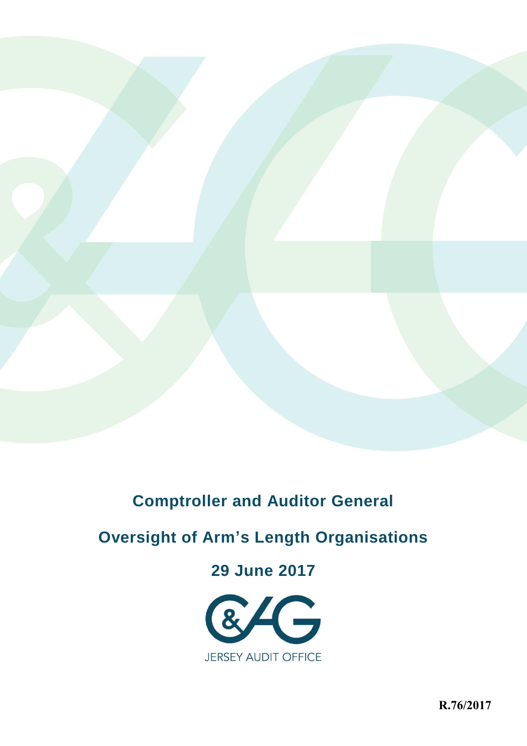# Comptroller and Auditor General

## Oversight of Arm's Length Organisations

**29 June 2017**

JERSEY AUDIT OFFICE

**R.76/2017**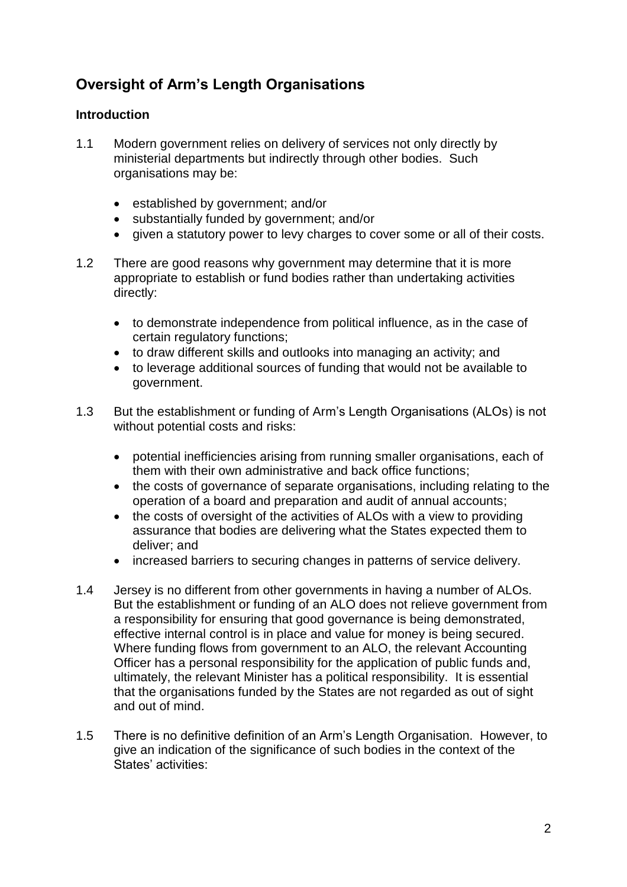## Oversight of Arm's Length Organisations

### Introduction

1.1 Modern government relies on delivery of services not only directly by ministerial departments but indirectly through other bodies. Such organisations may be:

- established by government; and/or
- substantially funded by government; and/or
- given a statutory power to levy charges to cover some or all of their costs.

1.2 There are good reasons why government may determine that it is more appropriate to establish or fund bodies rather than undertaking activities directly:

- to demonstrate independence from political influence, as in the case of certain regulatory functions;
- to draw different skills and outlooks into managing an activity; and
- to leverage additional sources of funding that would not be available to government.

1.3 But the establishment or funding of Arm's Length Organisations (ALOs) is not without potential costs and risks:

- potential inefficiencies arising from running smaller organisations, each of them with their own administrative and back office functions;
- the costs of governance of separate organisations, including relating to the operation of a board and preparation and audit of annual accounts;
- the costs of oversight of the activities of ALOs with a view to providing assurance that bodies are delivering what the States expected them to deliver; and
- increased barriers to securing changes in patterns of service delivery.

1.4 Jersey is no different from other governments in having a number of ALOs. But the establishment or funding of an ALO does not relieve government from a responsibility for ensuring that good governance is being demonstrated, effective internal control is in place and value for money is being secured. Where funding flows from government to an ALO, the relevant Accounting Officer has a personal responsibility for the application of public funds and, ultimately, the relevant Minister has a political responsibility. It is essential that the organisations funded by the States are not regarded as out of sight and out of mind.

1.5 There is no definitive definition of an Arm's Length Organisation. However, to give an indication of the significance of such bodies in the context of the States' activities: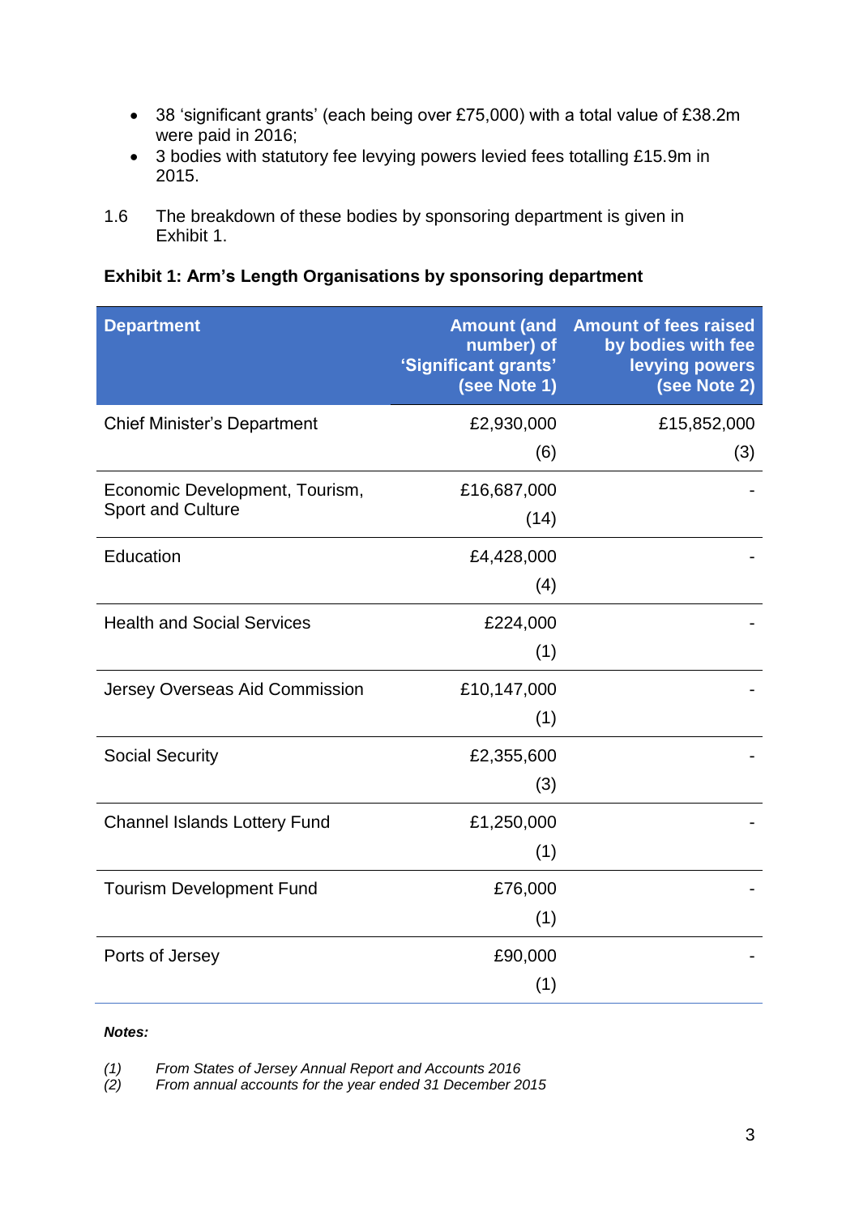- 38 'significant grants' (each being over £75,000) with a total value of £38.2m were paid in 2016;
- 3 bodies with statutory fee levying powers levied fees totalling £15.9m in 2015.

1.6 The breakdown of these bodies by sponsoring department is given in Exhibit 1.

**Exhibit 1: Arm's Length Organisations by sponsoring department**

| Department | Amount (and number) of 'Significant grants' (see Note 1) | Amount of fees raised by bodies with fee levying powers (see Note 2) |
|---|---|---|
| Chief Minister's Department | £2,930,000<br>(6) | £15,852,000<br>(3) |
| Economic Development, Tourism, Sport and Culture | £16,687,000<br>(14) | - |
| Education | £4,428,000<br>(4) | - |
| Health and Social Services | £224,000<br>(1) | - |
| Jersey Overseas Aid Commission | £10,147,000<br>(1) | - |
| Social Security | £2,355,600<br>(3) | - |
| Channel Islands Lottery Fund | £1,250,000<br>(1) | - |
| Tourism Development Fund | £76,000<br>(1) | - |
| Ports of Jersey | £90,000<br>(1) | - |

***Notes:***

*(1) From States of Jersey Annual Report and Accounts 2016*
*(2) From annual accounts for the year ended 31 December 2015*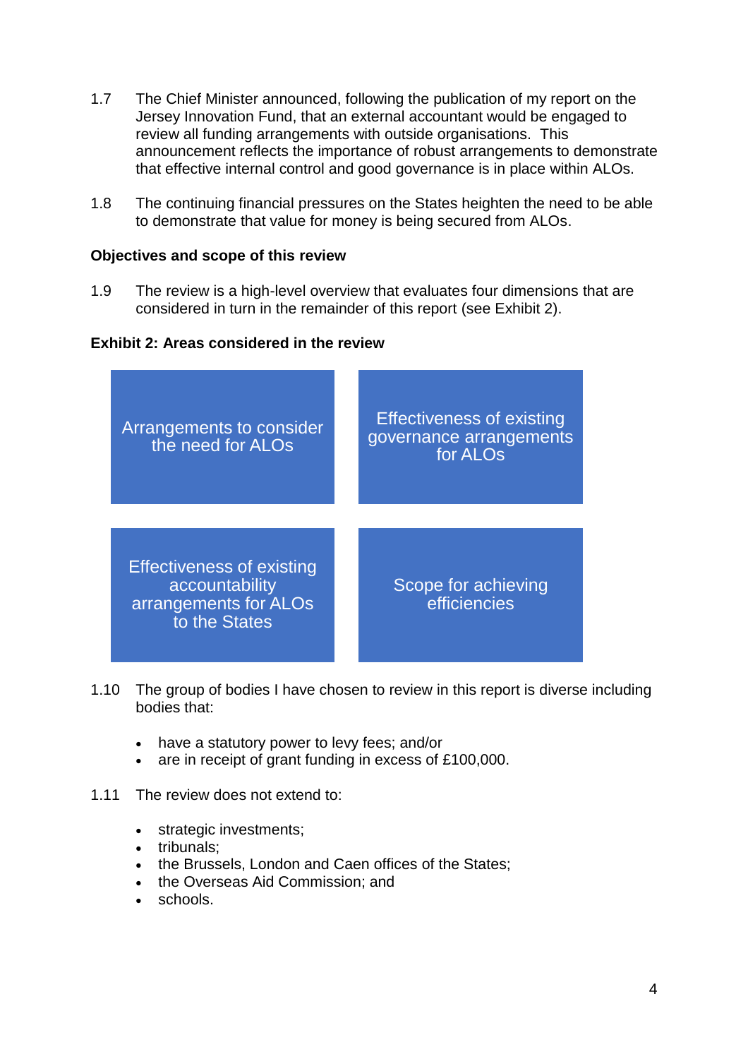1.7 The Chief Minister announced, following the publication of my report on the Jersey Innovation Fund, that an external accountant would be engaged to review all funding arrangements with outside organisations. This announcement reflects the importance of robust arrangements to demonstrate that effective internal control and good governance is in place within ALOs.

1.8 The continuing financial pressures on the States heighten the need to be able to demonstrate that value for money is being secured from ALOs.

**Objectives and scope of this review**

1.9 The review is a high-level overview that evaluates four dimensions that are considered in turn in the remainder of this report (see Exhibit 2).

**Exhibit 2: Areas considered in the review**

| | |
|---|---|
| Arrangements to consider the need for ALOs | Effectiveness of existing governance arrangements for ALOs |
| Effectiveness of existing accountability arrangements for ALOs to the States | Scope for achieving efficiencies |

1.10 The group of bodies I have chosen to review in this report is diverse including bodies that:

- have a statutory power to levy fees; and/or
- are in receipt of grant funding in excess of £100,000.

1.11 The review does not extend to:

- strategic investments;
- tribunals;
- the Brussels, London and Caen offices of the States;
- the Overseas Aid Commission; and
- schools.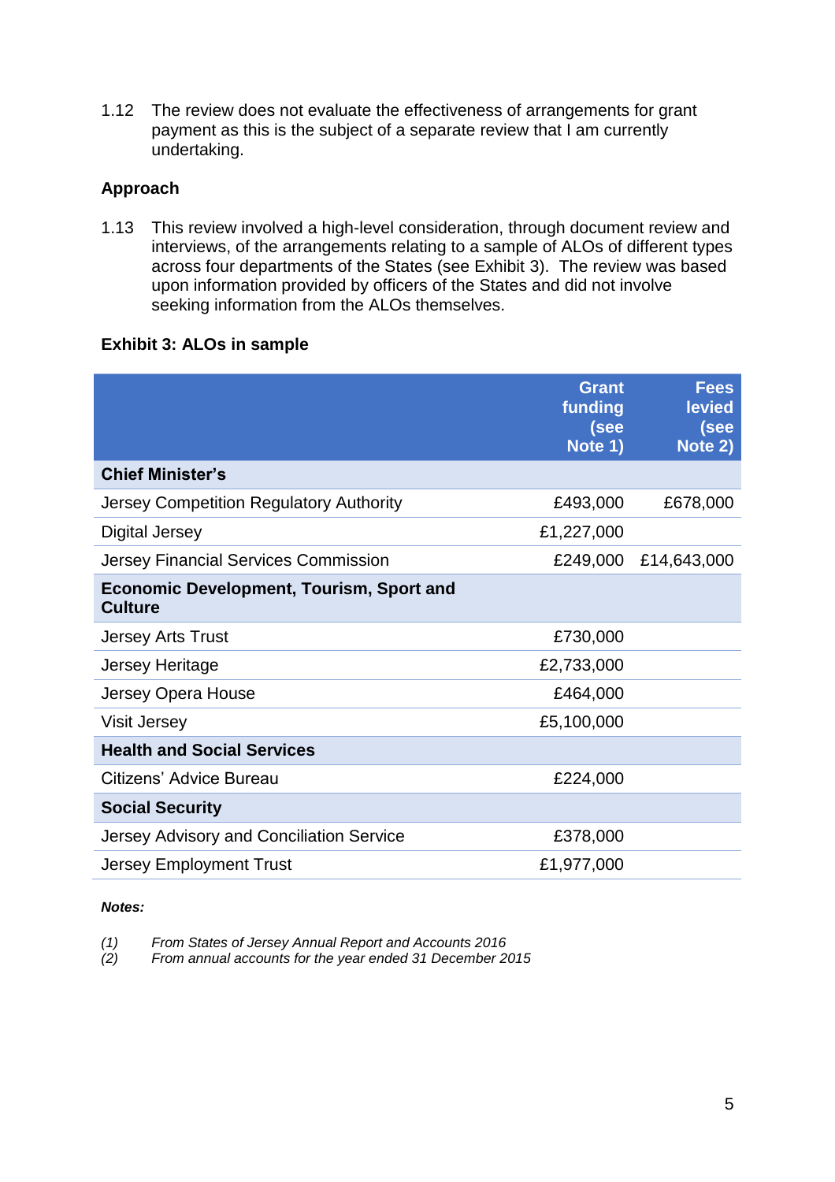1.12 The review does not evaluate the effectiveness of arrangements for grant payment as this is the subject of a separate review that I am currently undertaking.

**Approach**

1.13 This review involved a high-level consideration, through document review and interviews, of the arrangements relating to a sample of ALOs of different types across four departments of the States (see Exhibit 3). The review was based upon information provided by officers of the States and did not involve seeking information from the ALOs themselves.

**Exhibit 3: ALOs in sample**

| | Grant funding (see Note 1) | Fees levied (see Note 2) |
|---|---|---|
| **Chief Minister's** | | |
| Jersey Competition Regulatory Authority | £493,000 | £678,000 |
| Digital Jersey | £1,227,000 | |
| Jersey Financial Services Commission | £249,000 | £14,643,000 |
| **Economic Development, Tourism, Sport and Culture** | | |
| Jersey Arts Trust | £730,000 | |
| Jersey Heritage | £2,733,000 | |
| Jersey Opera House | £464,000 | |
| Visit Jersey | £5,100,000 | |
| **Health and Social Services** | | |
| Citizens' Advice Bureau | £224,000 | |
| **Social Security** | | |
| Jersey Advisory and Conciliation Service | £378,000 | |
| Jersey Employment Trust | £1,977,000 | |

***Notes:***

*(1) From States of Jersey Annual Report and Accounts 2016*
*(2) From annual accounts for the year ended 31 December 2015*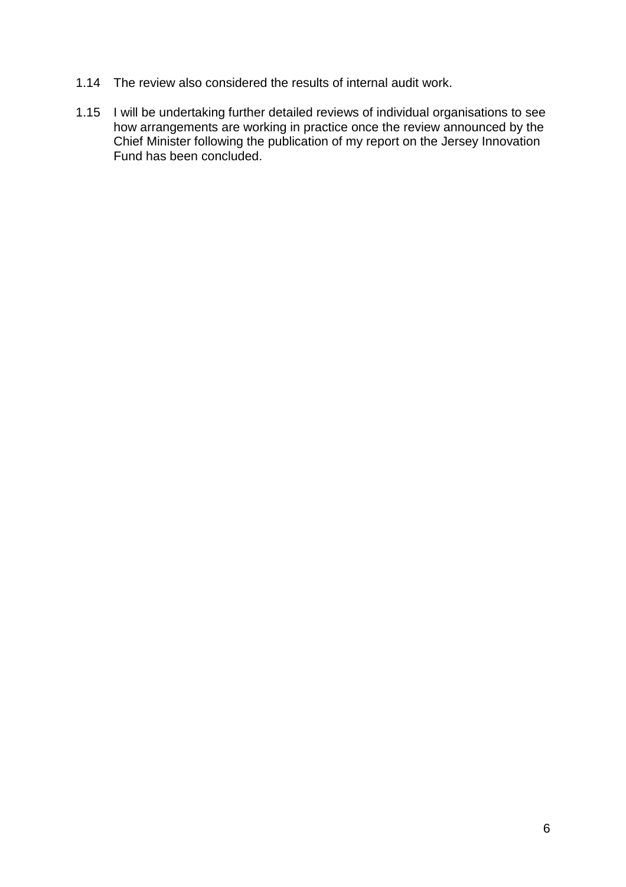1.14 The review also considered the results of internal audit work.

1.15 I will be undertaking further detailed reviews of individual organisations to see how arrangements are working in practice once the review announced by the Chief Minister following the publication of my report on the Jersey Innovation Fund has been concluded.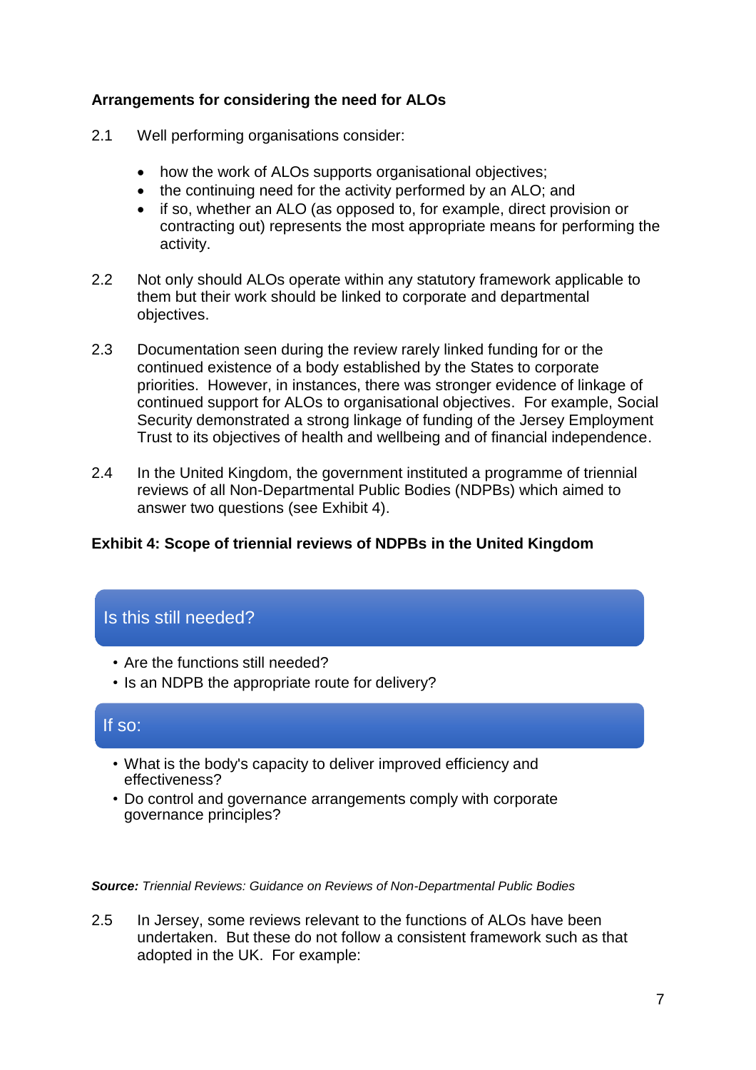**Arrangements for considering the need for ALOs**

2.1 Well performing organisations consider:

- how the work of ALOs supports organisational objectives;
- the continuing need for the activity performed by an ALO; and
- if so, whether an ALO (as opposed to, for example, direct provision or contracting out) represents the most appropriate means for performing the activity.

2.2 Not only should ALOs operate within any statutory framework applicable to them but their work should be linked to corporate and departmental objectives.

2.3 Documentation seen during the review rarely linked funding for or the continued existence of a body established by the States to corporate priorities. However, in instances, there was stronger evidence of linkage of continued support for ALOs to organisational objectives. For example, Social Security demonstrated a strong linkage of funding of the Jersey Employment Trust to its objectives of health and wellbeing and of financial independence.

2.4 In the United Kingdom, the government instituted a programme of triennial reviews of all Non-Departmental Public Bodies (NDPBs) which aimed to answer two questions (see Exhibit 4).

**Exhibit 4: Scope of triennial reviews of NDPBs in the United Kingdom**

**Is this still needed?**

- Are the functions still needed?
- Is an NDPB the appropriate route for delivery?

**If so:**

- What is the body's capacity to deliver improved efficiency and effectiveness?
- Do control and governance arrangements comply with corporate governance principles?

***Source:*** *Triennial Reviews: Guidance on Reviews of Non-Departmental Public Bodies*

2.5 In Jersey, some reviews relevant to the functions of ALOs have been undertaken. But these do not follow a consistent framework such as that adopted in the UK. For example: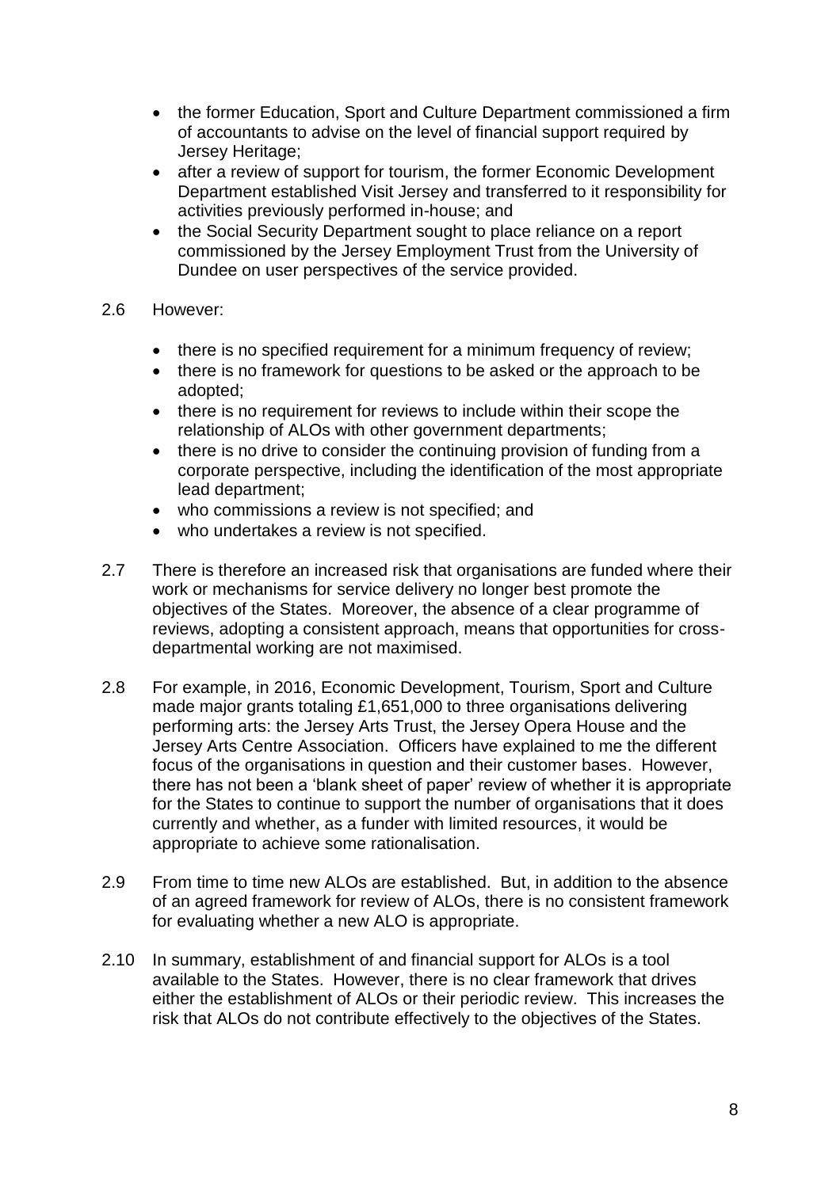- the former Education, Sport and Culture Department commissioned a firm of accountants to advise on the level of financial support required by Jersey Heritage;
- after a review of support for tourism, the former Economic Development Department established Visit Jersey and transferred to it responsibility for activities previously performed in-house; and
- the Social Security Department sought to place reliance on a report commissioned by the Jersey Employment Trust from the University of Dundee on user perspectives of the service provided.

2.6 However:

- there is no specified requirement for a minimum frequency of review;
- there is no framework for questions to be asked or the approach to be adopted;
- there is no requirement for reviews to include within their scope the relationship of ALOs with other government departments;
- there is no drive to consider the continuing provision of funding from a corporate perspective, including the identification of the most appropriate lead department;
- who commissions a review is not specified; and
- who undertakes a review is not specified.

2.7 There is therefore an increased risk that organisations are funded where their work or mechanisms for service delivery no longer best promote the objectives of the States. Moreover, the absence of a clear programme of reviews, adopting a consistent approach, means that opportunities for cross-departmental working are not maximised.

2.8 For example, in 2016, Economic Development, Tourism, Sport and Culture made major grants totaling £1,651,000 to three organisations delivering performing arts: the Jersey Arts Trust, the Jersey Opera House and the Jersey Arts Centre Association. Officers have explained to me the different focus of the organisations in question and their customer bases. However, there has not been a 'blank sheet of paper' review of whether it is appropriate for the States to continue to support the number of organisations that it does currently and whether, as a funder with limited resources, it would be appropriate to achieve some rationalisation.

2.9 From time to time new ALOs are established. But, in addition to the absence of an agreed framework for review of ALOs, there is no consistent framework for evaluating whether a new ALO is appropriate.

2.10 In summary, establishment of and financial support for ALOs is a tool available to the States. However, there is no clear framework that drives either the establishment of ALOs or their periodic review. This increases the risk that ALOs do not contribute effectively to the objectives of the States.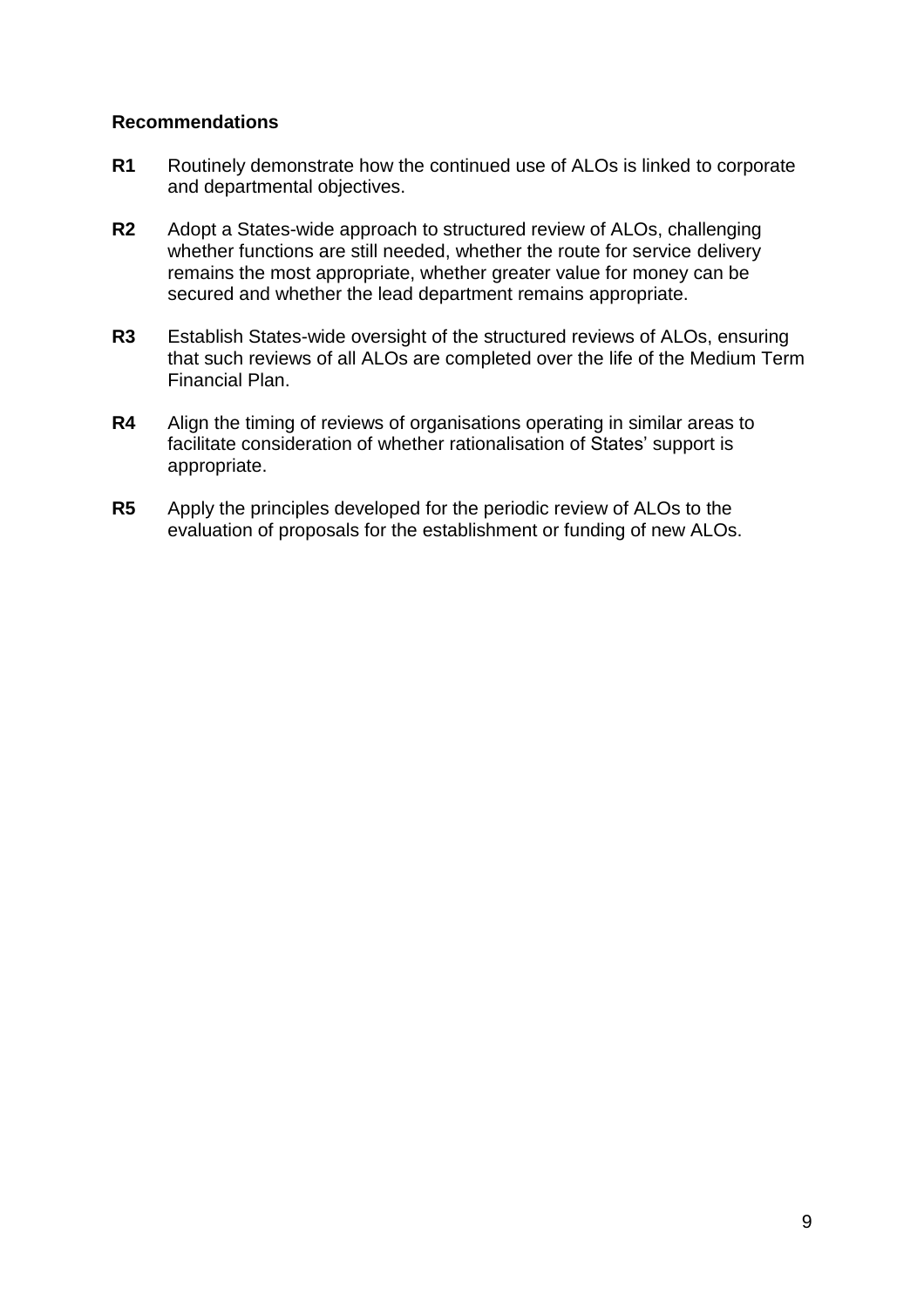**Recommendations**

**R1** Routinely demonstrate how the continued use of ALOs is linked to corporate and departmental objectives.

**R2** Adopt a States-wide approach to structured review of ALOs, challenging whether functions are still needed, whether the route for service delivery remains the most appropriate, whether greater value for money can be secured and whether the lead department remains appropriate.

**R3** Establish States-wide oversight of the structured reviews of ALOs, ensuring that such reviews of all ALOs are completed over the life of the Medium Term Financial Plan.

**R4** Align the timing of reviews of organisations operating in similar areas to facilitate consideration of whether rationalisation of States' support is appropriate.

**R5** Apply the principles developed for the periodic review of ALOs to the evaluation of proposals for the establishment or funding of new ALOs.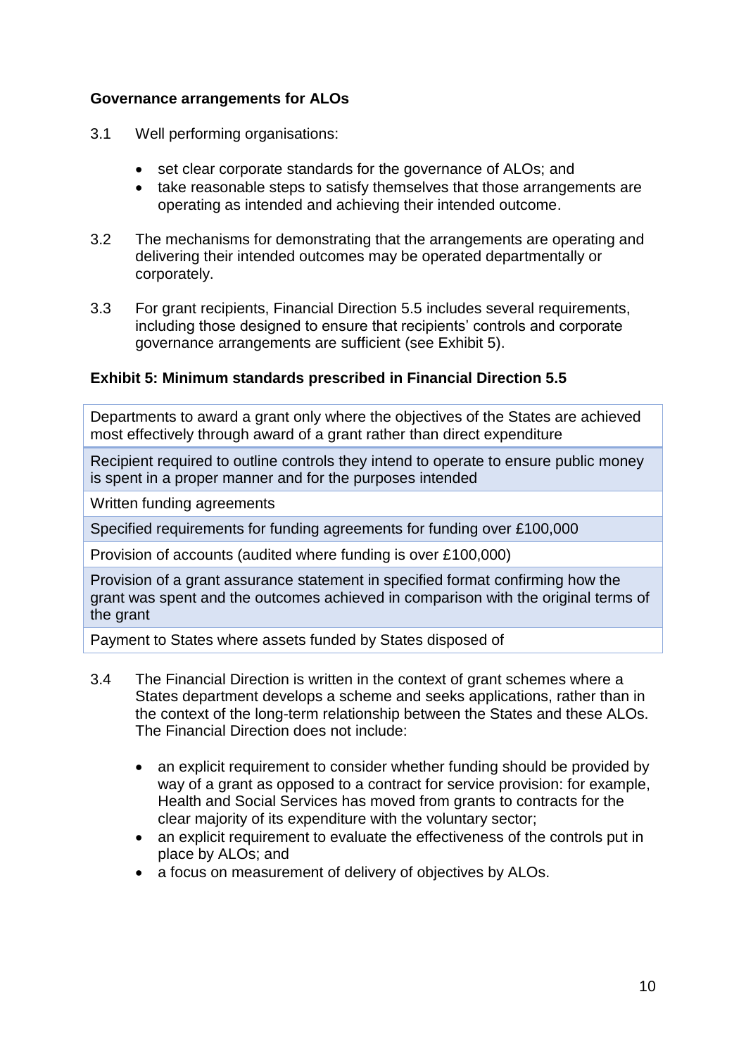### Governance arrangements for ALOs

3.1 Well performing organisations:

- set clear corporate standards for the governance of ALOs; and
- take reasonable steps to satisfy themselves that those arrangements are operating as intended and achieving their intended outcome.

3.2 The mechanisms for demonstrating that the arrangements are operating and delivering their intended outcomes may be operated departmentally or corporately.

3.3 For grant recipients, Financial Direction 5.5 includes several requirements, including those designed to ensure that recipients' controls and corporate governance arrangements are sufficient (see Exhibit 5).

**Exhibit 5: Minimum standards prescribed in Financial Direction 5.5**

| |
|---|
| Departments to award a grant only where the objectives of the States are achieved most effectively through award of a grant rather than direct expenditure |
| Recipient required to outline controls they intend to operate to ensure public money is spent in a proper manner and for the purposes intended |
| Written funding agreements |
| Specified requirements for funding agreements for funding over £100,000 |
| Provision of accounts (audited where funding is over £100,000) |
| Provision of a grant assurance statement in specified format confirming how the grant was spent and the outcomes achieved in comparison with the original terms of the grant |
| Payment to States where assets funded by States disposed of |

3.4 The Financial Direction is written in the context of grant schemes where a States department develops a scheme and seeks applications, rather than in the context of the long-term relationship between the States and these ALOs. The Financial Direction does not include:

- an explicit requirement to consider whether funding should be provided by way of a grant as opposed to a contract for service provision: for example, Health and Social Services has moved from grants to contracts for the clear majority of its expenditure with the voluntary sector;
- an explicit requirement to evaluate the effectiveness of the controls put in place by ALOs; and
- a focus on measurement of delivery of objectives by ALOs.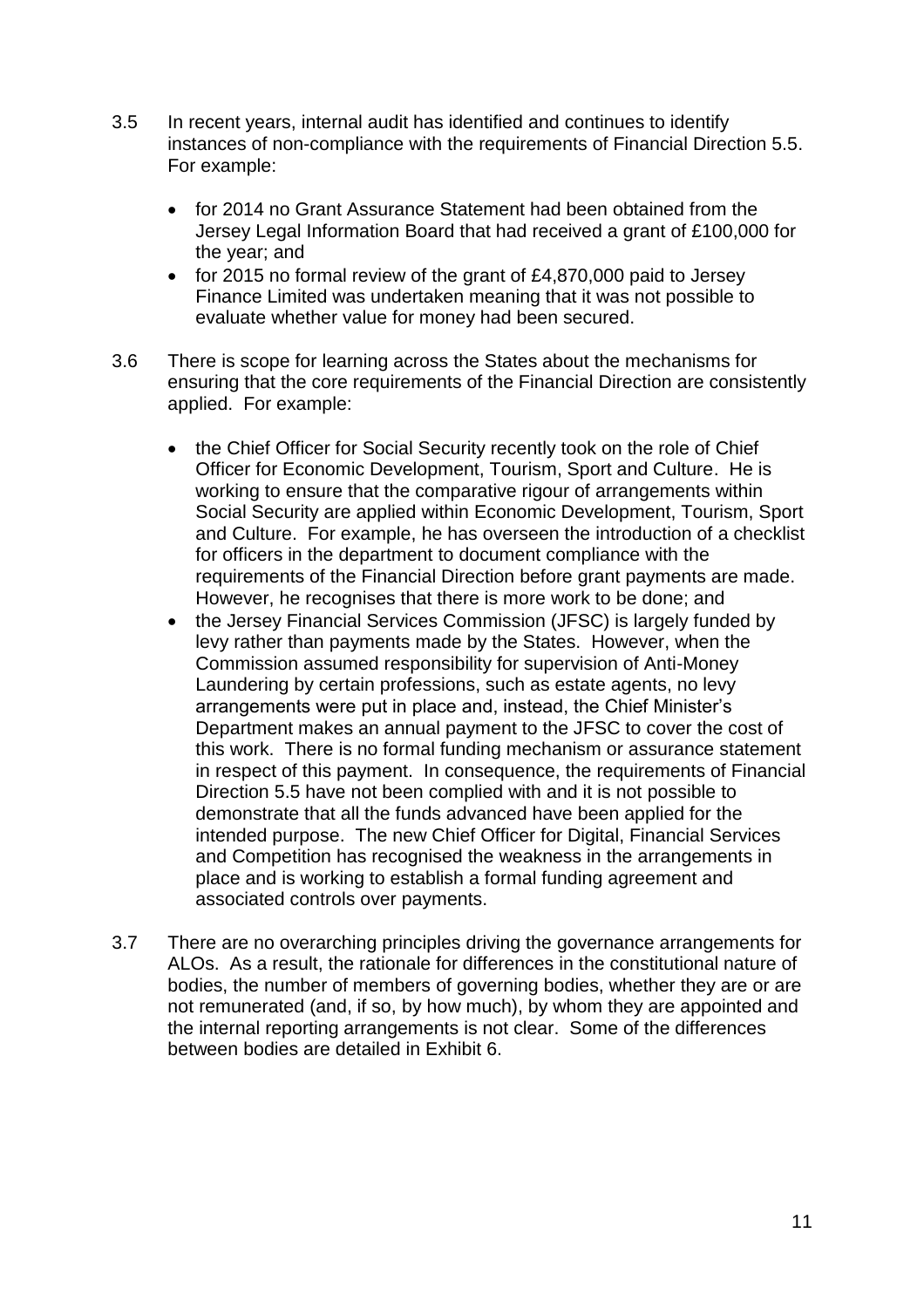3.5 In recent years, internal audit has identified and continues to identify instances of non-compliance with the requirements of Financial Direction 5.5. For example:

- for 2014 no Grant Assurance Statement had been obtained from the Jersey Legal Information Board that had received a grant of £100,000 for the year; and
- for 2015 no formal review of the grant of £4,870,000 paid to Jersey Finance Limited was undertaken meaning that it was not possible to evaluate whether value for money had been secured.

3.6 There is scope for learning across the States about the mechanisms for ensuring that the core requirements of the Financial Direction are consistently applied. For example:

- the Chief Officer for Social Security recently took on the role of Chief Officer for Economic Development, Tourism, Sport and Culture. He is working to ensure that the comparative rigour of arrangements within Social Security are applied within Economic Development, Tourism, Sport and Culture. For example, he has overseen the introduction of a checklist for officers in the department to document compliance with the requirements of the Financial Direction before grant payments are made. However, he recognises that there is more work to be done; and
- the Jersey Financial Services Commission (JFSC) is largely funded by levy rather than payments made by the States. However, when the Commission assumed responsibility for supervision of Anti-Money Laundering by certain professions, such as estate agents, no levy arrangements were put in place and, instead, the Chief Minister's Department makes an annual payment to the JFSC to cover the cost of this work. There is no formal funding mechanism or assurance statement in respect of this payment. In consequence, the requirements of Financial Direction 5.5 have not been complied with and it is not possible to demonstrate that all the funds advanced have been applied for the intended purpose. The new Chief Officer for Digital, Financial Services and Competition has recognised the weakness in the arrangements in place and is working to establish a formal funding agreement and associated controls over payments.

3.7 There are no overarching principles driving the governance arrangements for ALOs. As a result, the rationale for differences in the constitutional nature of bodies, the number of members of governing bodies, whether they are or are not remunerated (and, if so, by how much), by whom they are appointed and the internal reporting arrangements is not clear. Some of the differences between bodies are detailed in Exhibit 6.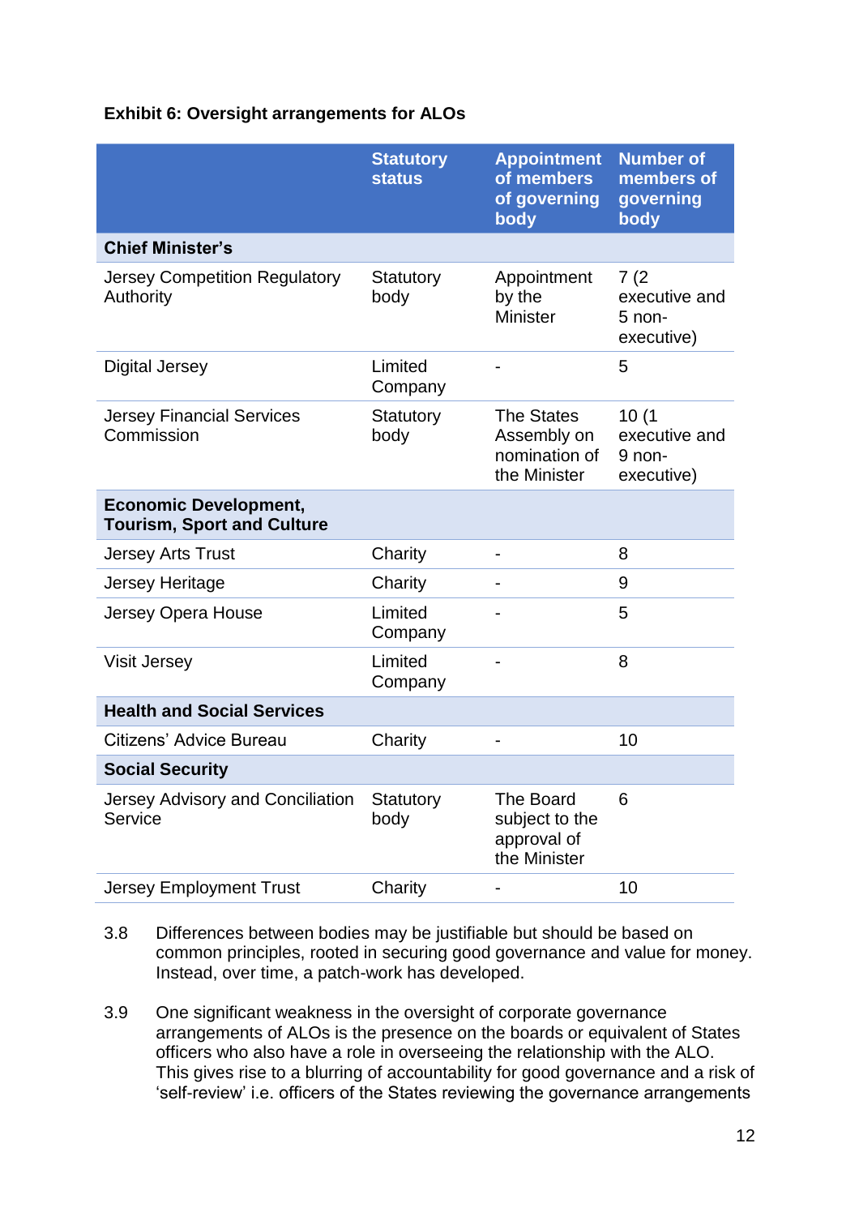**Exhibit 6: Oversight arrangements for ALOs**

| | Statutory status | Appointment of members of governing body | Number of members of governing body |
|---|---|---|---|
| **Chief Minister's** | | | |
| Jersey Competition Regulatory Authority | Statutory body | Appointment by the Minister | 7 (2 executive and 5 non-executive) |
| Digital Jersey | Limited Company | - | 5 |
| Jersey Financial Services Commission | Statutory body | The States Assembly on nomination of the Minister | 10 (1 executive and 9 non-executive) |
| **Economic Development, Tourism, Sport and Culture** | | | |
| Jersey Arts Trust | Charity | - | 8 |
| Jersey Heritage | Charity | - | 9 |
| Jersey Opera House | Limited Company | - | 5 |
| Visit Jersey | Limited Company | - | 8 |
| **Health and Social Services** | | | |
| Citizens' Advice Bureau | Charity | - | 10 |
| **Social Security** | | | |
| Jersey Advisory and Conciliation Service | Statutory body | The Board subject to the approval of the Minister | 6 |
| Jersey Employment Trust | Charity | - | 10 |

3.8 Differences between bodies may be justifiable but should be based on common principles, rooted in securing good governance and value for money. Instead, over time, a patch-work has developed.

3.9 One significant weakness in the oversight of corporate governance arrangements of ALOs is the presence on the boards or equivalent of States officers who also have a role in overseeing the relationship with the ALO. This gives rise to a blurring of accountability for good governance and a risk of 'self-review' i.e. officers of the States reviewing the governance arrangements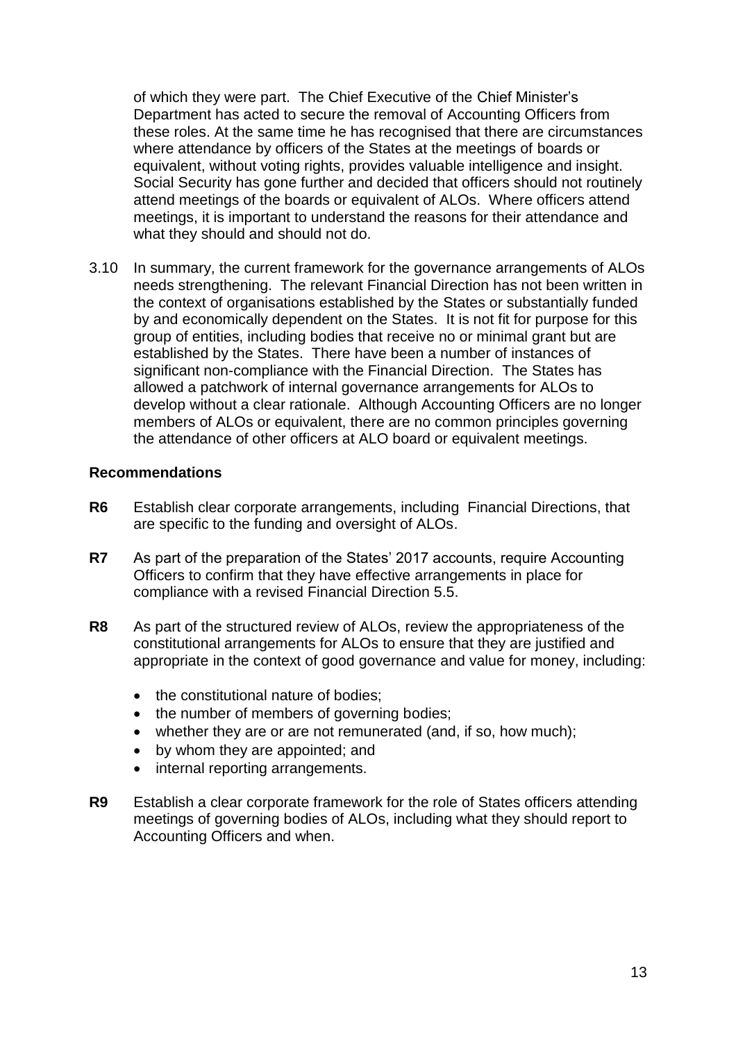of which they were part. The Chief Executive of the Chief Minister's Department has acted to secure the removal of Accounting Officers from these roles. At the same time he has recognised that there are circumstances where attendance by officers of the States at the meetings of boards or equivalent, without voting rights, provides valuable intelligence and insight. Social Security has gone further and decided that officers should not routinely attend meetings of the boards or equivalent of ALOs. Where officers attend meetings, it is important to understand the reasons for their attendance and what they should and should not do.

3.10 In summary, the current framework for the governance arrangements of ALOs needs strengthening. The relevant Financial Direction has not been written in the context of organisations established by the States or substantially funded by and economically dependent on the States. It is not fit for purpose for this group of entities, including bodies that receive no or minimal grant but are established by the States. There have been a number of instances of significant non-compliance with the Financial Direction. The States has allowed a patchwork of internal governance arrangements for ALOs to develop without a clear rationale. Although Accounting Officers are no longer members of ALOs or equivalent, there are no common principles governing the attendance of other officers at ALO board or equivalent meetings.

**Recommendations**

**R6** Establish clear corporate arrangements, including Financial Directions, that are specific to the funding and oversight of ALOs.

**R7** As part of the preparation of the States' 2017 accounts, require Accounting Officers to confirm that they have effective arrangements in place for compliance with a revised Financial Direction 5.5.

**R8** As part of the structured review of ALOs, review the appropriateness of the constitutional arrangements for ALOs to ensure that they are justified and appropriate in the context of good governance and value for money, including:

- the constitutional nature of bodies;
- the number of members of governing bodies;
- whether they are or are not remunerated (and, if so, how much);
- by whom they are appointed; and
- internal reporting arrangements.

**R9** Establish a clear corporate framework for the role of States officers attending meetings of governing bodies of ALOs, including what they should report to Accounting Officers and when.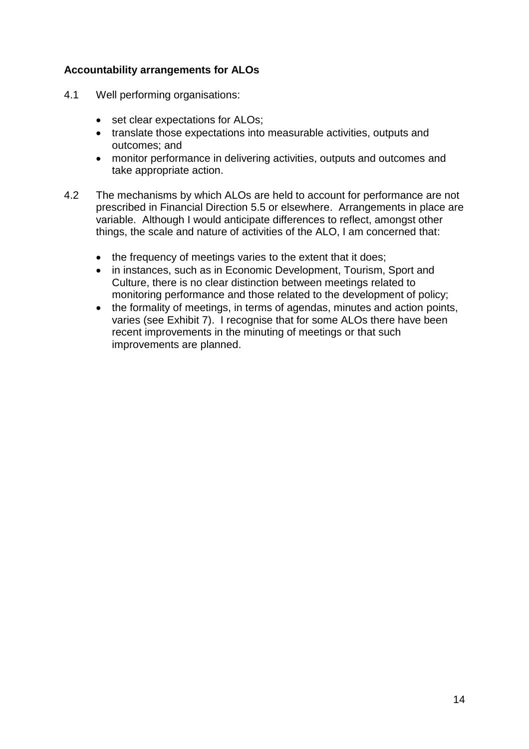**Accountability arrangements for ALOs**

4.1 Well performing organisations:

- set clear expectations for ALOs;
- translate those expectations into measurable activities, outputs and outcomes; and
- monitor performance in delivering activities, outputs and outcomes and take appropriate action.

4.2 The mechanisms by which ALOs are held to account for performance are not prescribed in Financial Direction 5.5 or elsewhere. Arrangements in place are variable. Although I would anticipate differences to reflect, amongst other things, the scale and nature of activities of the ALO, I am concerned that:

- the frequency of meetings varies to the extent that it does;
- in instances, such as in Economic Development, Tourism, Sport and Culture, there is no clear distinction between meetings related to monitoring performance and those related to the development of policy;
- the formality of meetings, in terms of agendas, minutes and action points, varies (see Exhibit 7). I recognise that for some ALOs there have been recent improvements in the minuting of meetings or that such improvements are planned.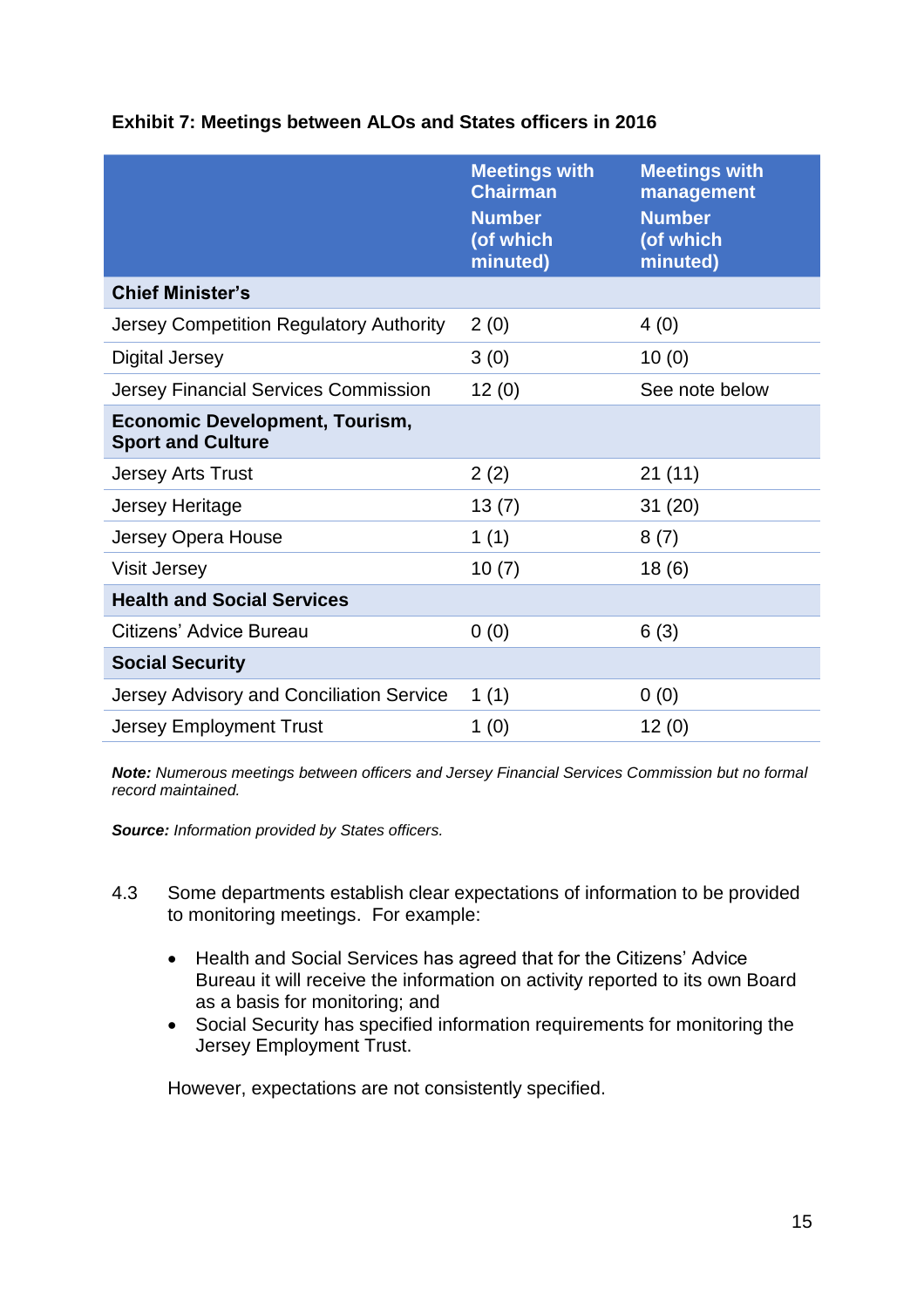**Exhibit 7: Meetings between ALOs and States officers in 2016**

| | Meetings with Chairman Number (of which minuted) | Meetings with management Number (of which minuted) |
|---|---|---|
| **Chief Minister's** | | |
| Jersey Competition Regulatory Authority | 2 (0) | 4 (0) |
| Digital Jersey | 3 (0) | 10 (0) |
| Jersey Financial Services Commission | 12 (0) | See note below |
| **Economic Development, Tourism, Sport and Culture** | | |
| Jersey Arts Trust | 2 (2) | 21 (11) |
| Jersey Heritage | 13 (7) | 31 (20) |
| Jersey Opera House | 1 (1) | 8 (7) |
| Visit Jersey | 10 (7) | 18 (6) |
| **Health and Social Services** | | |
| Citizens' Advice Bureau | 0 (0) | 6 (3) |
| **Social Security** | | |
| Jersey Advisory and Conciliation Service | 1 (1) | 0 (0) |
| Jersey Employment Trust | 1 (0) | 12 (0) |

***Note:*** *Numerous meetings between officers and Jersey Financial Services Commission but no formal record maintained.*

***Source:*** *Information provided by States officers.*

4.3 Some departments establish clear expectations of information to be provided to monitoring meetings. For example:

- Health and Social Services has agreed that for the Citizens' Advice Bureau it will receive the information on activity reported to its own Board as a basis for monitoring; and
- Social Security has specified information requirements for monitoring the Jersey Employment Trust.

However, expectations are not consistently specified.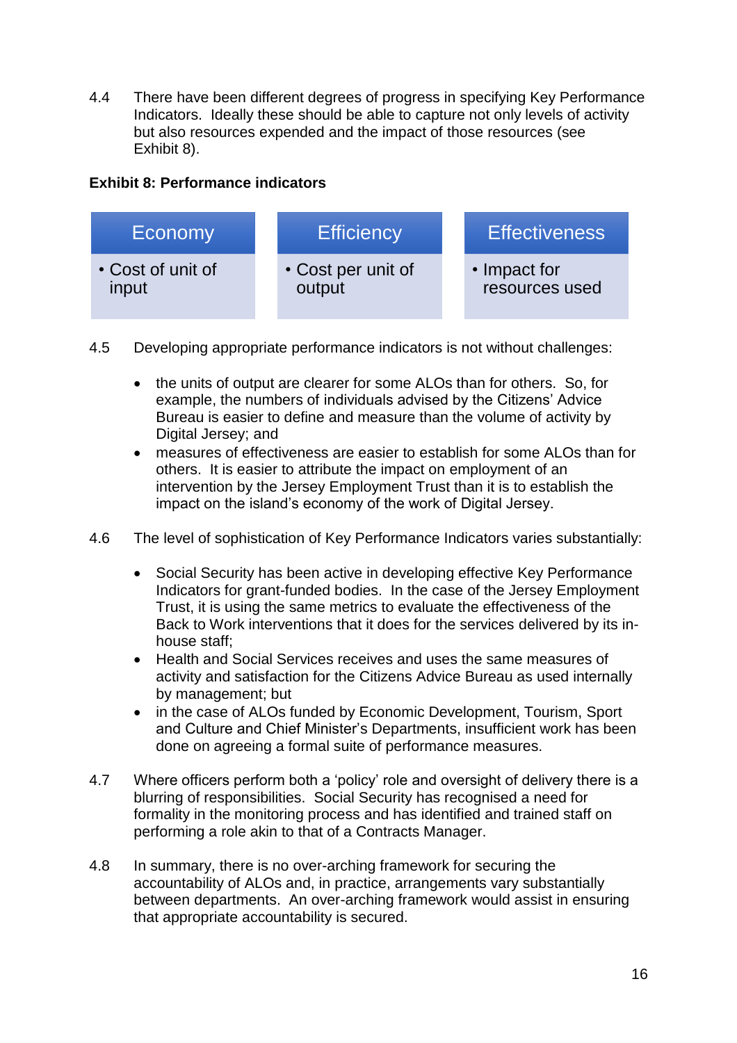4.4 There have been different degrees of progress in specifying Key Performance Indicators. Ideally these should be able to capture not only levels of activity but also resources expended and the impact of those resources (see Exhibit 8).

**Exhibit 8: Performance indicators**

| Economy | Efficiency | Effectiveness |
| --- | --- | --- |
| • Cost of unit of input | • Cost per unit of output | • Impact for resources used |

4.5 Developing appropriate performance indicators is not without challenges:

- the units of output are clearer for some ALOs than for others. So, for example, the numbers of individuals advised by the Citizens' Advice Bureau is easier to define and measure than the volume of activity by Digital Jersey; and
- measures of effectiveness are easier to establish for some ALOs than for others. It is easier to attribute the impact on employment of an intervention by the Jersey Employment Trust than it is to establish the impact on the island's economy of the work of Digital Jersey.

4.6 The level of sophistication of Key Performance Indicators varies substantially:

- Social Security has been active in developing effective Key Performance Indicators for grant-funded bodies. In the case of the Jersey Employment Trust, it is using the same metrics to evaluate the effectiveness of the Back to Work interventions that it does for the services delivered by its in-house staff;
- Health and Social Services receives and uses the same measures of activity and satisfaction for the Citizens Advice Bureau as used internally by management; but
- in the case of ALOs funded by Economic Development, Tourism, Sport and Culture and Chief Minister's Departments, insufficient work has been done on agreeing a formal suite of performance measures.

4.7 Where officers perform both a 'policy' role and oversight of delivery there is a blurring of responsibilities. Social Security has recognised a need for formality in the monitoring process and has identified and trained staff on performing a role akin to that of a Contracts Manager.

4.8 In summary, there is no over-arching framework for securing the accountability of ALOs and, in practice, arrangements vary substantially between departments. An over-arching framework would assist in ensuring that appropriate accountability is secured.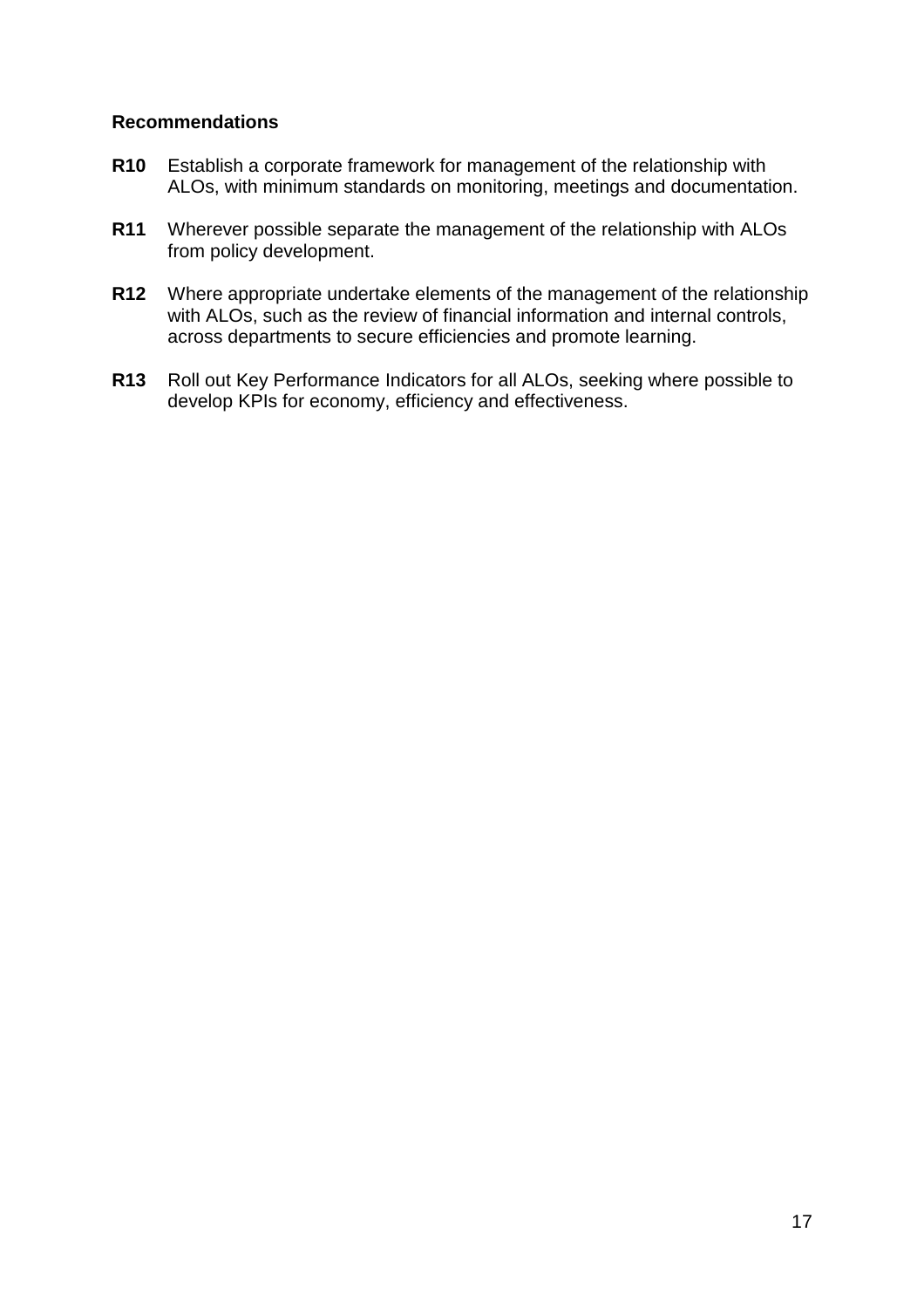**Recommendations**

**R10** Establish a corporate framework for management of the relationship with ALOs, with minimum standards on monitoring, meetings and documentation.

**R11** Wherever possible separate the management of the relationship with ALOs from policy development.

**R12** Where appropriate undertake elements of the management of the relationship with ALOs, such as the review of financial information and internal controls, across departments to secure efficiencies and promote learning.

**R13** Roll out Key Performance Indicators for all ALOs, seeking where possible to develop KPIs for economy, efficiency and effectiveness.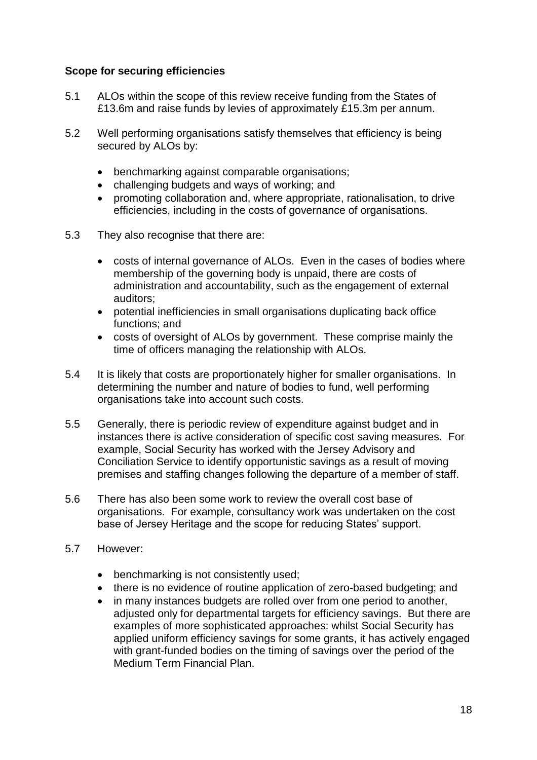**Scope for securing efficiencies**

5.1 ALOs within the scope of this review receive funding from the States of £13.6m and raise funds by levies of approximately £15.3m per annum.

5.2 Well performing organisations satisfy themselves that efficiency is being secured by ALOs by:

- benchmarking against comparable organisations;
- challenging budgets and ways of working; and
- promoting collaboration and, where appropriate, rationalisation, to drive efficiencies, including in the costs of governance of organisations.

5.3 They also recognise that there are:

- costs of internal governance of ALOs. Even in the cases of bodies where membership of the governing body is unpaid, there are costs of administration and accountability, such as the engagement of external auditors;
- potential inefficiencies in small organisations duplicating back office functions; and
- costs of oversight of ALOs by government. These comprise mainly the time of officers managing the relationship with ALOs.

5.4 It is likely that costs are proportionately higher for smaller organisations. In determining the number and nature of bodies to fund, well performing organisations take into account such costs.

5.5 Generally, there is periodic review of expenditure against budget and in instances there is active consideration of specific cost saving measures. For example, Social Security has worked with the Jersey Advisory and Conciliation Service to identify opportunistic savings as a result of moving premises and staffing changes following the departure of a member of staff.

5.6 There has also been some work to review the overall cost base of organisations. For example, consultancy work was undertaken on the cost base of Jersey Heritage and the scope for reducing States' support.

5.7 However:

- benchmarking is not consistently used;
- there is no evidence of routine application of zero-based budgeting; and
- in many instances budgets are rolled over from one period to another, adjusted only for departmental targets for efficiency savings. But there are examples of more sophisticated approaches: whilst Social Security has applied uniform efficiency savings for some grants, it has actively engaged with grant-funded bodies on the timing of savings over the period of the Medium Term Financial Plan.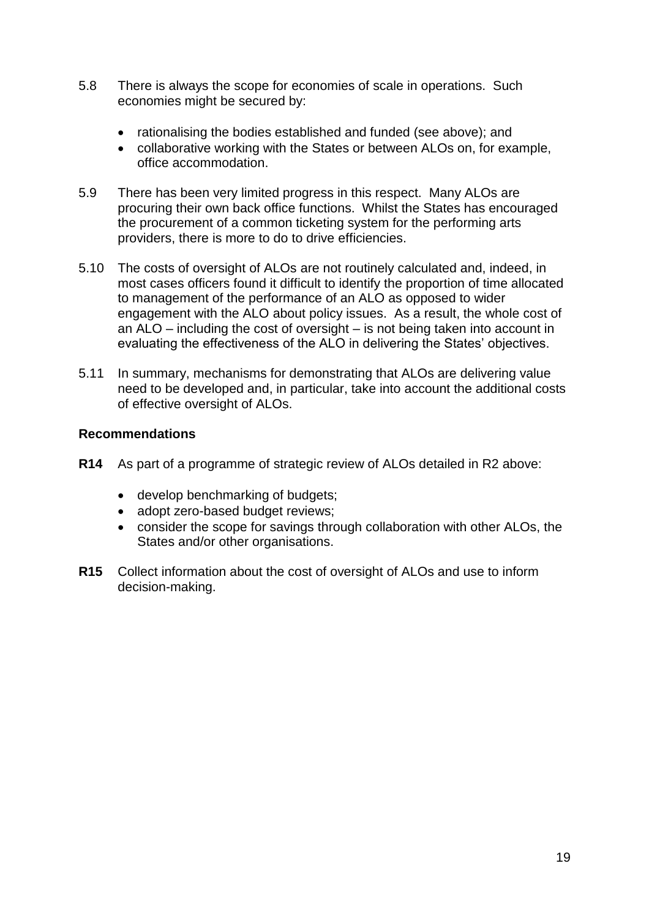5.8 There is always the scope for economies of scale in operations. Such economies might be secured by:

- rationalising the bodies established and funded (see above); and
- collaborative working with the States or between ALOs on, for example, office accommodation.

5.9 There has been very limited progress in this respect. Many ALOs are procuring their own back office functions. Whilst the States has encouraged the procurement of a common ticketing system for the performing arts providers, there is more to do to drive efficiencies.

5.10 The costs of oversight of ALOs are not routinely calculated and, indeed, in most cases officers found it difficult to identify the proportion of time allocated to management of the performance of an ALO as opposed to wider engagement with the ALO about policy issues. As a result, the whole cost of an ALO – including the cost of oversight – is not being taken into account in evaluating the effectiveness of the ALO in delivering the States' objectives.

5.11 In summary, mechanisms for demonstrating that ALOs are delivering value need to be developed and, in particular, take into account the additional costs of effective oversight of ALOs.

**Recommendations**

**R14** As part of a programme of strategic review of ALOs detailed in R2 above:

- develop benchmarking of budgets;
- adopt zero-based budget reviews;
- consider the scope for savings through collaboration with other ALOs, the States and/or other organisations.

**R15** Collect information about the cost of oversight of ALOs and use to inform decision-making.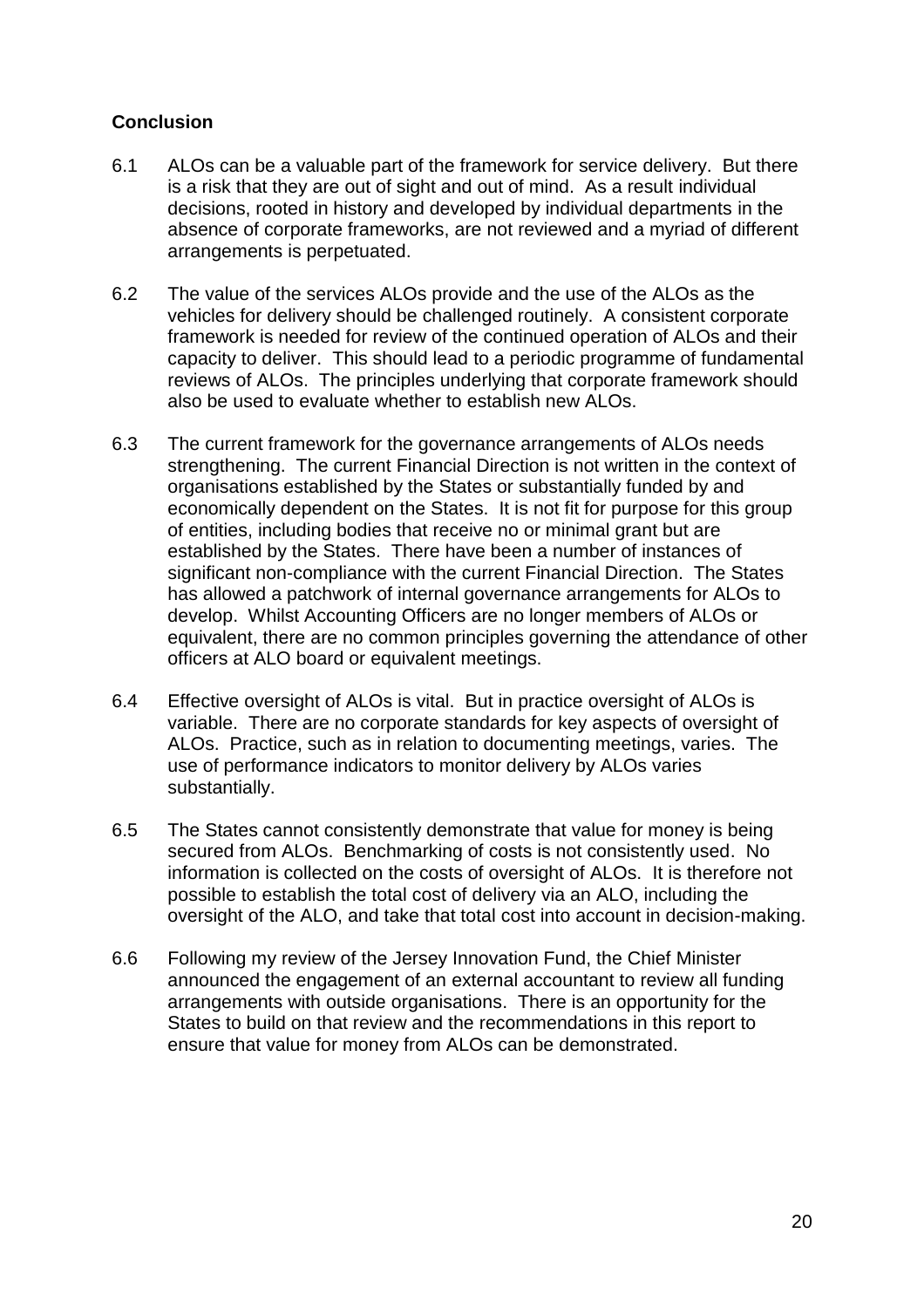**Conclusion**

6.1 ALOs can be a valuable part of the framework for service delivery. But there is a risk that they are out of sight and out of mind. As a result individual decisions, rooted in history and developed by individual departments in the absence of corporate frameworks, are not reviewed and a myriad of different arrangements is perpetuated.

6.2 The value of the services ALOs provide and the use of the ALOs as the vehicles for delivery should be challenged routinely. A consistent corporate framework is needed for review of the continued operation of ALOs and their capacity to deliver. This should lead to a periodic programme of fundamental reviews of ALOs. The principles underlying that corporate framework should also be used to evaluate whether to establish new ALOs.

6.3 The current framework for the governance arrangements of ALOs needs strengthening. The current Financial Direction is not written in the context of organisations established by the States or substantially funded by and economically dependent on the States. It is not fit for purpose for this group of entities, including bodies that receive no or minimal grant but are established by the States. There have been a number of instances of significant non-compliance with the current Financial Direction. The States has allowed a patchwork of internal governance arrangements for ALOs to develop. Whilst Accounting Officers are no longer members of ALOs or equivalent, there are no common principles governing the attendance of other officers at ALO board or equivalent meetings.

6.4 Effective oversight of ALOs is vital. But in practice oversight of ALOs is variable. There are no corporate standards for key aspects of oversight of ALOs. Practice, such as in relation to documenting meetings, varies. The use of performance indicators to monitor delivery by ALOs varies substantially.

6.5 The States cannot consistently demonstrate that value for money is being secured from ALOs. Benchmarking of costs is not consistently used. No information is collected on the costs of oversight of ALOs. It is therefore not possible to establish the total cost of delivery via an ALO, including the oversight of the ALO, and take that total cost into account in decision-making.

6.6 Following my review of the Jersey Innovation Fund, the Chief Minister announced the engagement of an external accountant to review all funding arrangements with outside organisations. There is an opportunity for the States to build on that review and the recommendations in this report to ensure that value for money from ALOs can be demonstrated.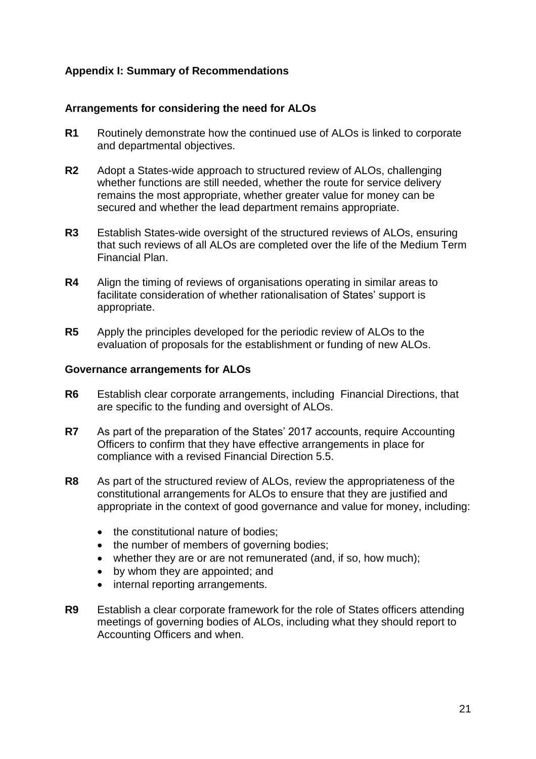## Appendix I: Summary of Recommendations

### Arrangements for considering the need for ALOs

**R1** Routinely demonstrate how the continued use of ALOs is linked to corporate and departmental objectives.

**R2** Adopt a States-wide approach to structured review of ALOs, challenging whether functions are still needed, whether the route for service delivery remains the most appropriate, whether greater value for money can be secured and whether the lead department remains appropriate.

**R3** Establish States-wide oversight of the structured reviews of ALOs, ensuring that such reviews of all ALOs are completed over the life of the Medium Term Financial Plan.

**R4** Align the timing of reviews of organisations operating in similar areas to facilitate consideration of whether rationalisation of States' support is appropriate.

**R5** Apply the principles developed for the periodic review of ALOs to the evaluation of proposals for the establishment or funding of new ALOs.

### Governance arrangements for ALOs

**R6** Establish clear corporate arrangements, including Financial Directions, that are specific to the funding and oversight of ALOs.

**R7** As part of the preparation of the States' 2017 accounts, require Accounting Officers to confirm that they have effective arrangements in place for compliance with a revised Financial Direction 5.5.

**R8** As part of the structured review of ALOs, review the appropriateness of the constitutional arrangements for ALOs to ensure that they are justified and appropriate in the context of good governance and value for money, including:

- the constitutional nature of bodies;
- the number of members of governing bodies;
- whether they are or are not remunerated (and, if so, how much);
- by whom they are appointed; and
- internal reporting arrangements.

**R9** Establish a clear corporate framework for the role of States officers attending meetings of governing bodies of ALOs, including what they should report to Accounting Officers and when.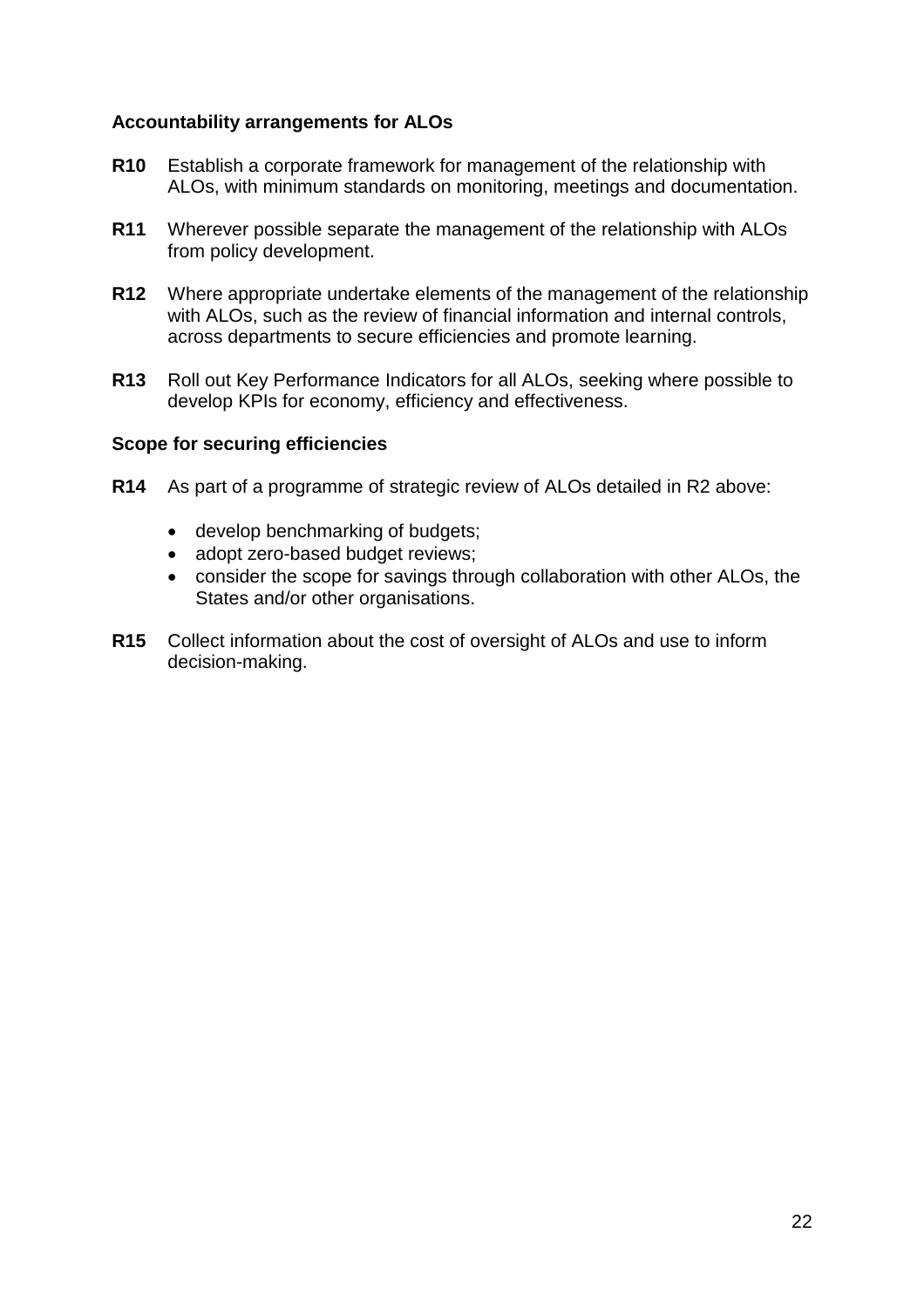**Accountability arrangements for ALOs**

**R10** Establish a corporate framework for management of the relationship with ALOs, with minimum standards on monitoring, meetings and documentation.

**R11** Wherever possible separate the management of the relationship with ALOs from policy development.

**R12** Where appropriate undertake elements of the management of the relationship with ALOs, such as the review of financial information and internal controls, across departments to secure efficiencies and promote learning.

**R13** Roll out Key Performance Indicators for all ALOs, seeking where possible to develop KPIs for economy, efficiency and effectiveness.

**Scope for securing efficiencies**

**R14** As part of a programme of strategic review of ALOs detailed in R2 above:

- develop benchmarking of budgets;
- adopt zero-based budget reviews;
- consider the scope for savings through collaboration with other ALOs, the States and/or other organisations.

**R15** Collect information about the cost of oversight of ALOs and use to inform decision-making.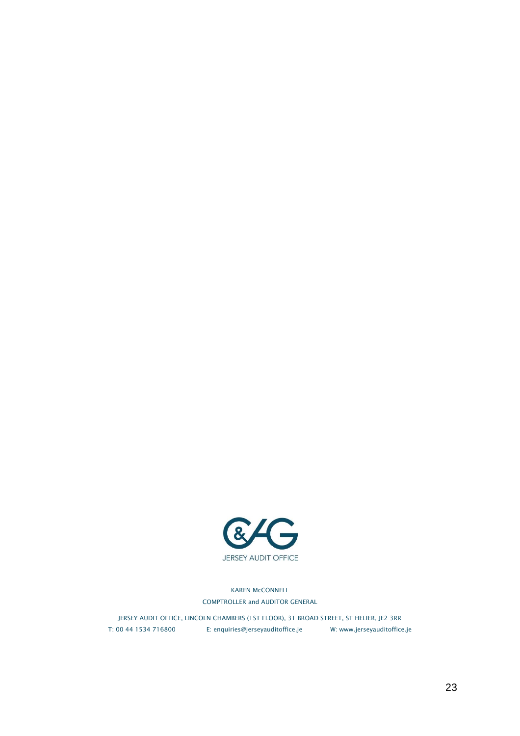C&AG

JERSEY AUDIT OFFICE

KAREN McCONNELL

COMPTROLLER and AUDITOR GENERAL

JERSEY AUDIT OFFICE, LINCOLN CHAMBERS (1ST FLOOR), 31 BROAD STREET, ST HELIER, JE2 3RR

T: 00 44 1534 716800 E: enquiries@jerseyauditoffice.je W: www.jerseyauditoffice.je